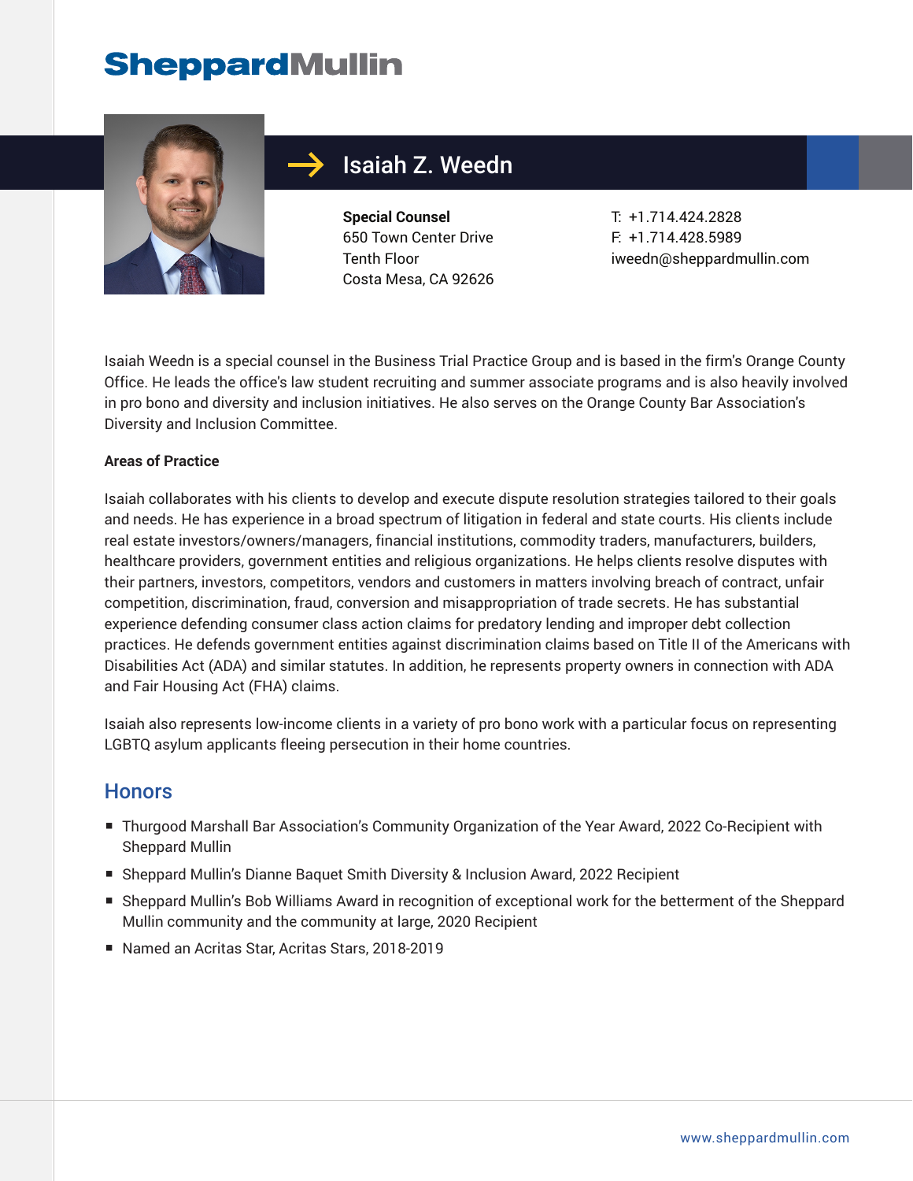SheppardMullin

# Isaiah Z. Weedn

**Special Counsel**
650 Town Center Drive
Tenth Floor
Costa Mesa, CA 92626

T: +1.714.424.2828
F: +1.714.428.5989
iweedn@sheppardmullin.com

Isaiah Weedn is a special counsel in the Business Trial Practice Group and is based in the firm's Orange County Office. He leads the office's law student recruiting and summer associate programs and is also heavily involved in pro bono and diversity and inclusion initiatives. He also serves on the Orange County Bar Association's Diversity and Inclusion Committee.

**Areas of Practice**

Isaiah collaborates with his clients to develop and execute dispute resolution strategies tailored to their goals and needs. He has experience in a broad spectrum of litigation in federal and state courts. His clients include real estate investors/owners/managers, financial institutions, commodity traders, manufacturers, builders, healthcare providers, government entities and religious organizations. He helps clients resolve disputes with their partners, investors, competitors, vendors and customers in matters involving breach of contract, unfair competition, discrimination, fraud, conversion and misappropriation of trade secrets. He has substantial experience defending consumer class action claims for predatory lending and improper debt collection practices. He defends government entities against discrimination claims based on Title II of the Americans with Disabilities Act (ADA) and similar statutes. In addition, he represents property owners in connection with ADA and Fair Housing Act (FHA) claims.

Isaiah also represents low-income clients in a variety of pro bono work with a particular focus on representing LGBTQ asylum applicants fleeing persecution in their home countries.

## Honors

- Thurgood Marshall Bar Association's Community Organization of the Year Award, 2022 Co-Recipient with Sheppard Mullin
- Sheppard Mullin's Dianne Baquet Smith Diversity & Inclusion Award, 2022 Recipient
- Sheppard Mullin's Bob Williams Award in recognition of exceptional work for the betterment of the Sheppard Mullin community and the community at large, 2020 Recipient
- Named an Acritas Star, Acritas Stars, 2018-2019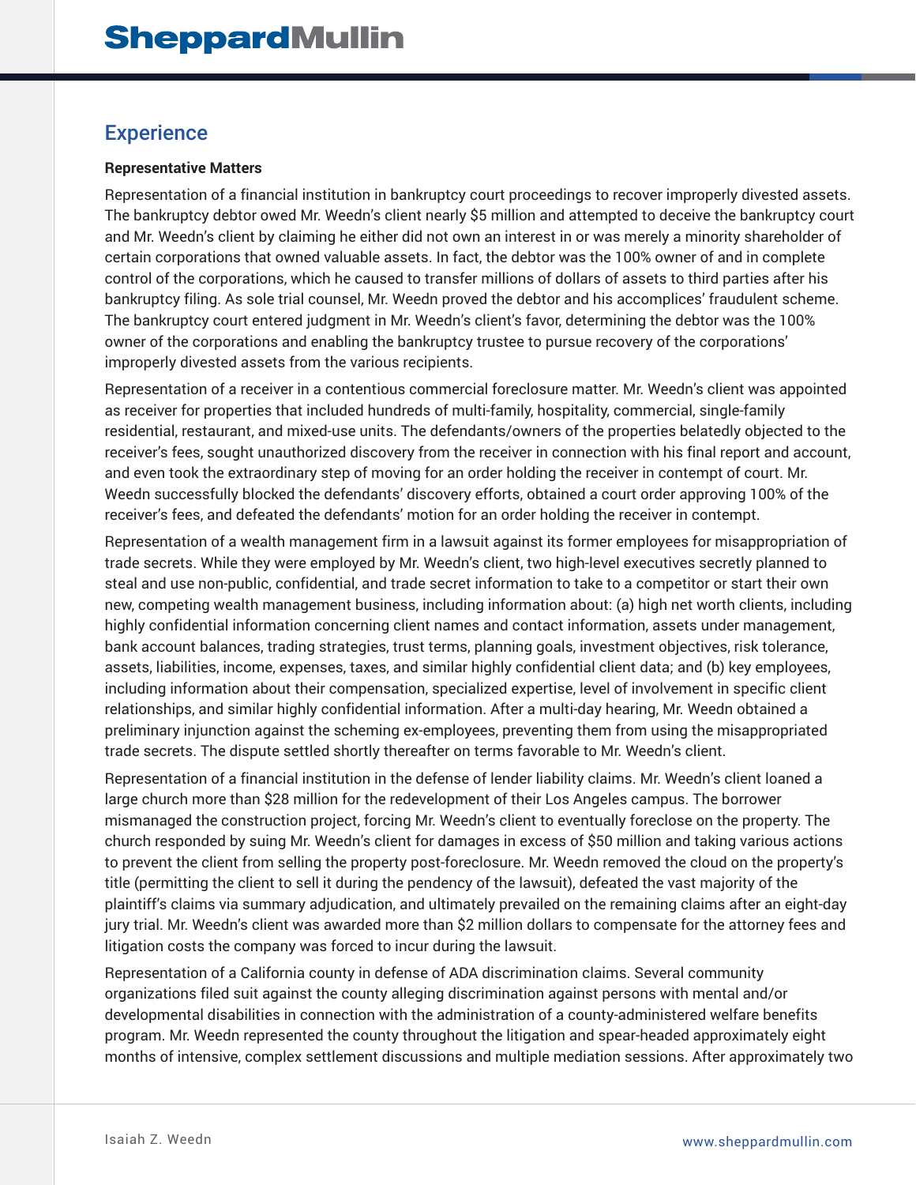## Experience

**Representative Matters**

Representation of a financial institution in bankruptcy court proceedings to recover improperly divested assets. The bankruptcy debtor owed Mr. Weedn's client nearly $5 million and attempted to deceive the bankruptcy court and Mr. Weedn's client by claiming he either did not own an interest in or was merely a minority shareholder of certain corporations that owned valuable assets. In fact, the debtor was the 100% owner of and in complete control of the corporations, which he caused to transfer millions of dollars of assets to third parties after his bankruptcy filing. As sole trial counsel, Mr. Weedn proved the debtor and his accomplices' fraudulent scheme. The bankruptcy court entered judgment in Mr. Weedn's client's favor, determining the debtor was the 100% owner of the corporations and enabling the bankruptcy trustee to pursue recovery of the corporations' improperly divested assets from the various recipients.

Representation of a receiver in a contentious commercial foreclosure matter. Mr. Weedn's client was appointed as receiver for properties that included hundreds of multi-family, hospitality, commercial, single-family residential, restaurant, and mixed-use units. The defendants/owners of the properties belatedly objected to the receiver's fees, sought unauthorized discovery from the receiver in connection with his final report and account, and even took the extraordinary step of moving for an order holding the receiver in contempt of court. Mr. Weedn successfully blocked the defendants' discovery efforts, obtained a court order approving 100% of the receiver's fees, and defeated the defendants' motion for an order holding the receiver in contempt.

Representation of a wealth management firm in a lawsuit against its former employees for misappropriation of trade secrets. While they were employed by Mr. Weedn's client, two high-level executives secretly planned to steal and use non-public, confidential, and trade secret information to take to a competitor or start their own new, competing wealth management business, including information about: (a) high net worth clients, including highly confidential information concerning client names and contact information, assets under management, bank account balances, trading strategies, trust terms, planning goals, investment objectives, risk tolerance, assets, liabilities, income, expenses, taxes, and similar highly confidential client data; and (b) key employees, including information about their compensation, specialized expertise, level of involvement in specific client relationships, and similar highly confidential information. After a multi-day hearing, Mr. Weedn obtained a preliminary injunction against the scheming ex-employees, preventing them from using the misappropriated trade secrets. The dispute settled shortly thereafter on terms favorable to Mr. Weedn's client.

Representation of a financial institution in the defense of lender liability claims. Mr. Weedn's client loaned a large church more than $28 million for the redevelopment of their Los Angeles campus. The borrower mismanaged the construction project, forcing Mr. Weedn's client to eventually foreclose on the property. The church responded by suing Mr. Weedn's client for damages in excess of $50 million and taking various actions to prevent the client from selling the property post-foreclosure. Mr. Weedn removed the cloud on the property's title (permitting the client to sell it during the pendency of the lawsuit), defeated the vast majority of the plaintiff's claims via summary adjudication, and ultimately prevailed on the remaining claims after an eight-day jury trial. Mr. Weedn's client was awarded more than $2 million dollars to compensate for the attorney fees and litigation costs the company was forced to incur during the lawsuit.

Representation of a California county in defense of ADA discrimination claims. Several community organizations filed suit against the county alleging discrimination against persons with mental and/or developmental disabilities in connection with the administration of a county-administered welfare benefits program. Mr. Weedn represented the county throughout the litigation and spear-headed approximately eight months of intensive, complex settlement discussions and multiple mediation sessions. After approximately two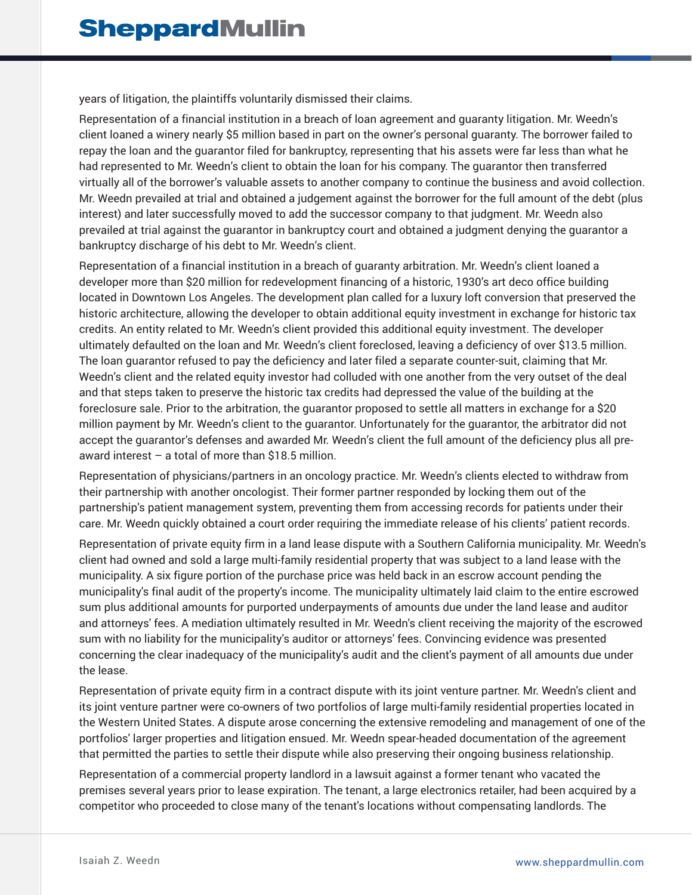years of litigation, the plaintiffs voluntarily dismissed their claims.

Representation of a financial institution in a breach of loan agreement and guaranty litigation. Mr. Weedn's client loaned a winery nearly $5 million based in part on the owner's personal guaranty. The borrower failed to repay the loan and the guarantor filed for bankruptcy, representing that his assets were far less than what he had represented to Mr. Weedn's client to obtain the loan for his company. The guarantor then transferred virtually all of the borrower's valuable assets to another company to continue the business and avoid collection. Mr. Weedn prevailed at trial and obtained a judgement against the borrower for the full amount of the debt (plus interest) and later successfully moved to add the successor company to that judgment. Mr. Weedn also prevailed at trial against the guarantor in bankruptcy court and obtained a judgment denying the guarantor a bankruptcy discharge of his debt to Mr. Weedn's client.

Representation of a financial institution in a breach of guaranty arbitration. Mr. Weedn's client loaned a developer more than $20 million for redevelopment financing of a historic, 1930's art deco office building located in Downtown Los Angeles. The development plan called for a luxury loft conversion that preserved the historic architecture, allowing the developer to obtain additional equity investment in exchange for historic tax credits. An entity related to Mr. Weedn's client provided this additional equity investment. The developer ultimately defaulted on the loan and Mr. Weedn's client foreclosed, leaving a deficiency of over $13.5 million. The loan guarantor refused to pay the deficiency and later filed a separate counter-suit, claiming that Mr. Weedn's client and the related equity investor had colluded with one another from the very outset of the deal and that steps taken to preserve the historic tax credits had depressed the value of the building at the foreclosure sale. Prior to the arbitration, the guarantor proposed to settle all matters in exchange for a $20 million payment by Mr. Weedn's client to the guarantor. Unfortunately for the guarantor, the arbitrator did not accept the guarantor's defenses and awarded Mr. Weedn's client the full amount of the deficiency plus all pre-award interest – a total of more than $18.5 million.

Representation of physicians/partners in an oncology practice. Mr. Weedn's clients elected to withdraw from their partnership with another oncologist. Their former partner responded by locking them out of the partnership's patient management system, preventing them from accessing records for patients under their care. Mr. Weedn quickly obtained a court order requiring the immediate release of his clients' patient records.

Representation of private equity firm in a land lease dispute with a Southern California municipality. Mr. Weedn's client had owned and sold a large multi-family residential property that was subject to a land lease with the municipality. A six figure portion of the purchase price was held back in an escrow account pending the municipality's final audit of the property's income. The municipality ultimately laid claim to the entire escrowed sum plus additional amounts for purported underpayments of amounts due under the land lease and auditor and attorneys' fees. A mediation ultimately resulted in Mr. Weedn's client receiving the majority of the escrowed sum with no liability for the municipality's auditor or attorneys' fees. Convincing evidence was presented concerning the clear inadequacy of the municipality's audit and the client's payment of all amounts due under the lease.

Representation of private equity firm in a contract dispute with its joint venture partner. Mr. Weedn's client and its joint venture partner were co-owners of two portfolios of large multi-family residential properties located in the Western United States. A dispute arose concerning the extensive remodeling and management of one of the portfolios' larger properties and litigation ensued. Mr. Weedn spear-headed documentation of the agreement that permitted the parties to settle their dispute while also preserving their ongoing business relationship.

Representation of a commercial property landlord in a lawsuit against a former tenant who vacated the premises several years prior to lease expiration. The tenant, a large electronics retailer, had been acquired by a competitor who proceeded to close many of the tenant's locations without compensating landlords. The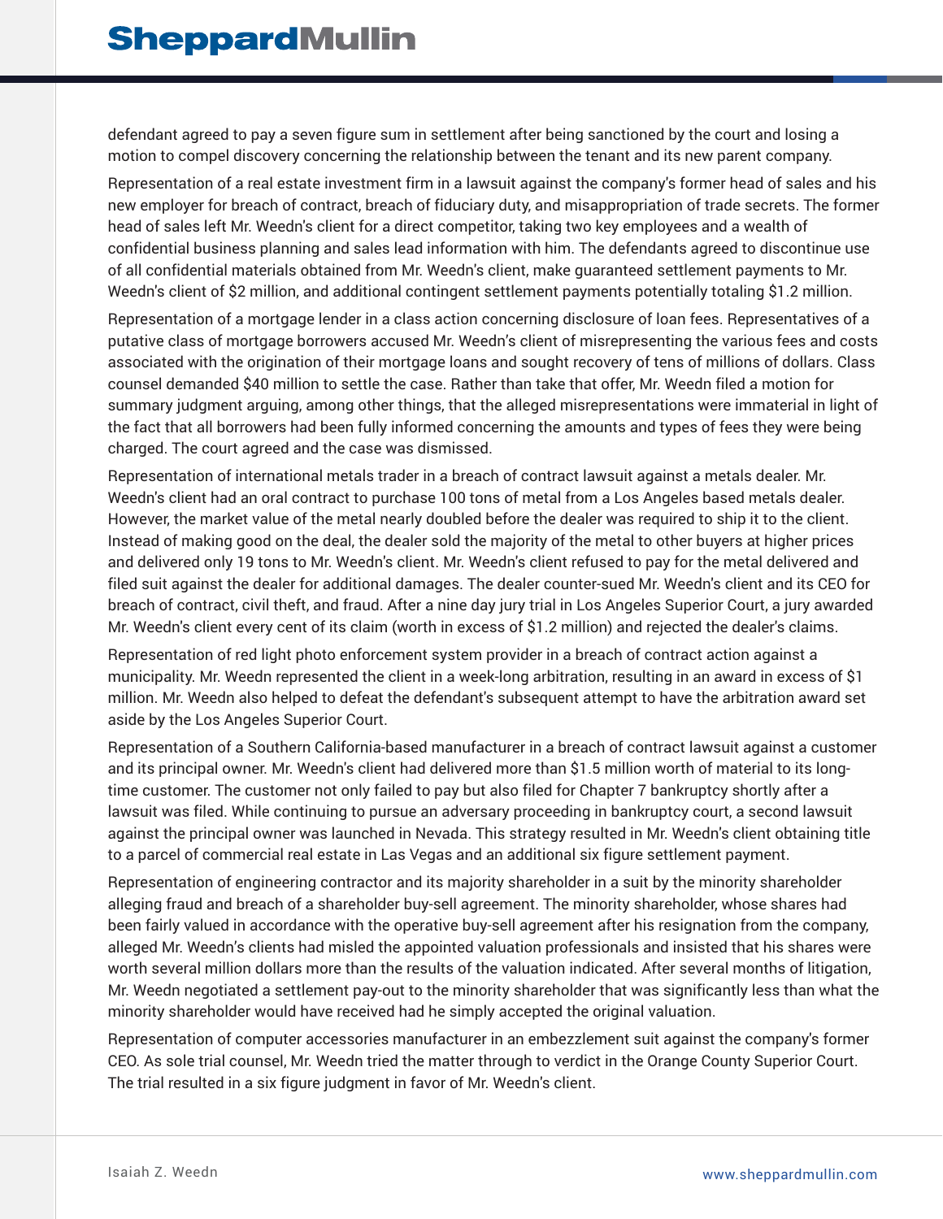defendant agreed to pay a seven figure sum in settlement after being sanctioned by the court and losing a motion to compel discovery concerning the relationship between the tenant and its new parent company.

Representation of a real estate investment firm in a lawsuit against the company's former head of sales and his new employer for breach of contract, breach of fiduciary duty, and misappropriation of trade secrets. The former head of sales left Mr. Weedn's client for a direct competitor, taking two key employees and a wealth of confidential business planning and sales lead information with him. The defendants agreed to discontinue use of all confidential materials obtained from Mr. Weedn's client, make guaranteed settlement payments to Mr. Weedn's client of $2 million, and additional contingent settlement payments potentially totaling $1.2 million.

Representation of a mortgage lender in a class action concerning disclosure of loan fees. Representatives of a putative class of mortgage borrowers accused Mr. Weedn's client of misrepresenting the various fees and costs associated with the origination of their mortgage loans and sought recovery of tens of millions of dollars. Class counsel demanded $40 million to settle the case. Rather than take that offer, Mr. Weedn filed a motion for summary judgment arguing, among other things, that the alleged misrepresentations were immaterial in light of the fact that all borrowers had been fully informed concerning the amounts and types of fees they were being charged. The court agreed and the case was dismissed.

Representation of international metals trader in a breach of contract lawsuit against a metals dealer. Mr. Weedn's client had an oral contract to purchase 100 tons of metal from a Los Angeles based metals dealer. However, the market value of the metal nearly doubled before the dealer was required to ship it to the client. Instead of making good on the deal, the dealer sold the majority of the metal to other buyers at higher prices and delivered only 19 tons to Mr. Weedn's client. Mr. Weedn's client refused to pay for the metal delivered and filed suit against the dealer for additional damages. The dealer counter-sued Mr. Weedn's client and its CEO for breach of contract, civil theft, and fraud. After a nine day jury trial in Los Angeles Superior Court, a jury awarded Mr. Weedn's client every cent of its claim (worth in excess of $1.2 million) and rejected the dealer's claims.

Representation of red light photo enforcement system provider in a breach of contract action against a municipality. Mr. Weedn represented the client in a week-long arbitration, resulting in an award in excess of $1 million. Mr. Weedn also helped to defeat the defendant's subsequent attempt to have the arbitration award set aside by the Los Angeles Superior Court.

Representation of a Southern California-based manufacturer in a breach of contract lawsuit against a customer and its principal owner. Mr. Weedn's client had delivered more than $1.5 million worth of material to its long-time customer. The customer not only failed to pay but also filed for Chapter 7 bankruptcy shortly after a lawsuit was filed. While continuing to pursue an adversary proceeding in bankruptcy court, a second lawsuit against the principal owner was launched in Nevada. This strategy resulted in Mr. Weedn's client obtaining title to a parcel of commercial real estate in Las Vegas and an additional six figure settlement payment.

Representation of engineering contractor and its majority shareholder in a suit by the minority shareholder alleging fraud and breach of a shareholder buy-sell agreement. The minority shareholder, whose shares had been fairly valued in accordance with the operative buy-sell agreement after his resignation from the company, alleged Mr. Weedn's clients had misled the appointed valuation professionals and insisted that his shares were worth several million dollars more than the results of the valuation indicated. After several months of litigation, Mr. Weedn negotiated a settlement pay-out to the minority shareholder that was significantly less than what the minority shareholder would have received had he simply accepted the original valuation.

Representation of computer accessories manufacturer in an embezzlement suit against the company's former CEO. As sole trial counsel, Mr. Weedn tried the matter through to verdict in the Orange County Superior Court. The trial resulted in a six figure judgment in favor of Mr. Weedn's client.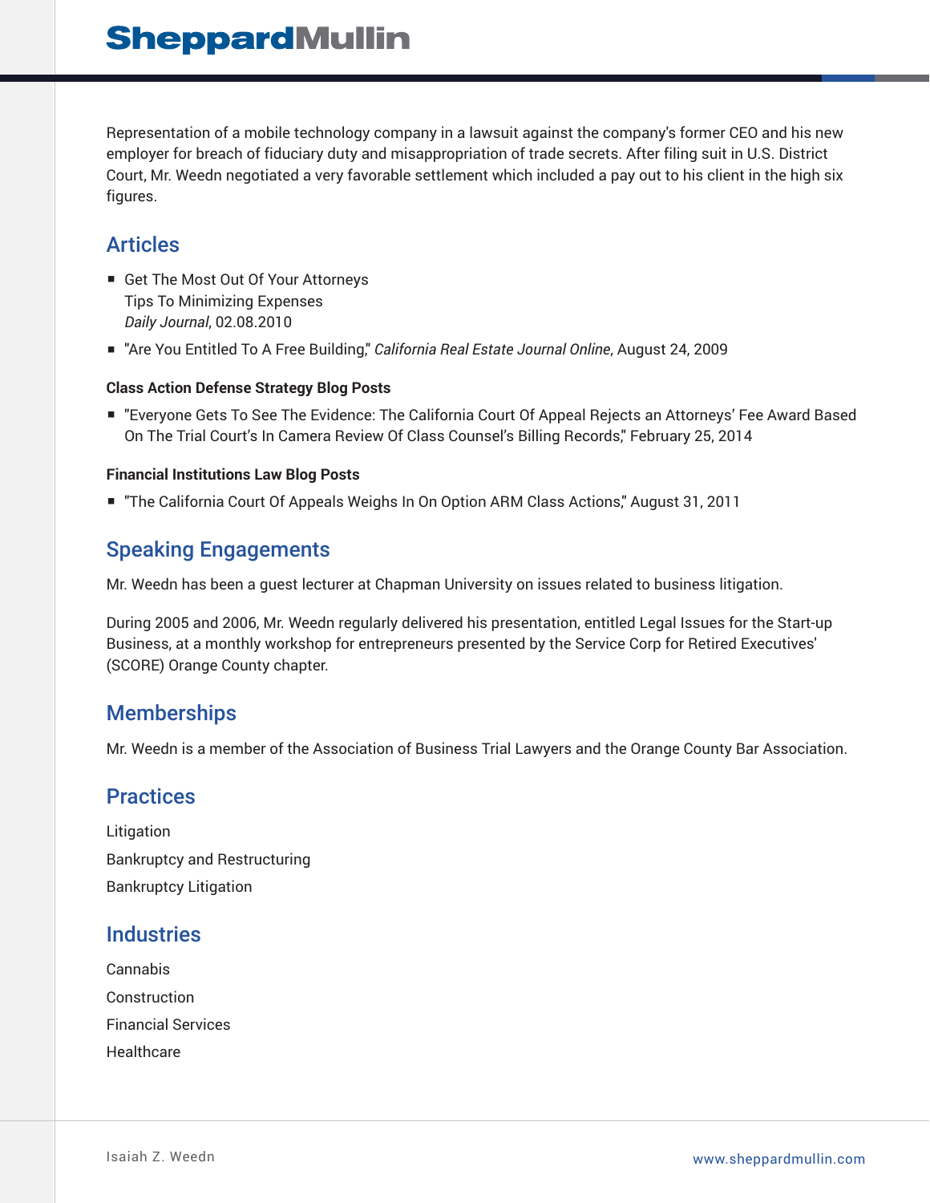Representation of a mobile technology company in a lawsuit against the company's former CEO and his new employer for breach of fiduciary duty and misappropriation of trade secrets. After filing suit in U.S. District Court, Mr. Weedn negotiated a very favorable settlement which included a pay out to his client in the high six figures.

## Articles

- Get The Most Out Of Your Attorneys
  Tips To Minimizing Expenses
  *Daily Journal*, 02.08.2010
- "Are You Entitled To A Free Building," *California Real Estate Journal Online*, August 24, 2009

#### Class Action Defense Strategy Blog Posts

- "Everyone Gets To See The Evidence: The California Court Of Appeal Rejects an Attorneys' Fee Award Based On The Trial Court's In Camera Review Of Class Counsel's Billing Records," February 25, 2014

#### Financial Institutions Law Blog Posts

- "The California Court Of Appeals Weighs In On Option ARM Class Actions," August 31, 2011

## Speaking Engagements

Mr. Weedn has been a guest lecturer at Chapman University on issues related to business litigation.

During 2005 and 2006, Mr. Weedn regularly delivered his presentation, entitled Legal Issues for the Start-up Business, at a monthly workshop for entrepreneurs presented by the Service Corp for Retired Executives' (SCORE) Orange County chapter.

## Memberships

Mr. Weedn is a member of the Association of Business Trial Lawyers and the Orange County Bar Association.

## Practices

Litigation

Bankruptcy and Restructuring

Bankruptcy Litigation

## Industries

Cannabis

Construction

Financial Services

Healthcare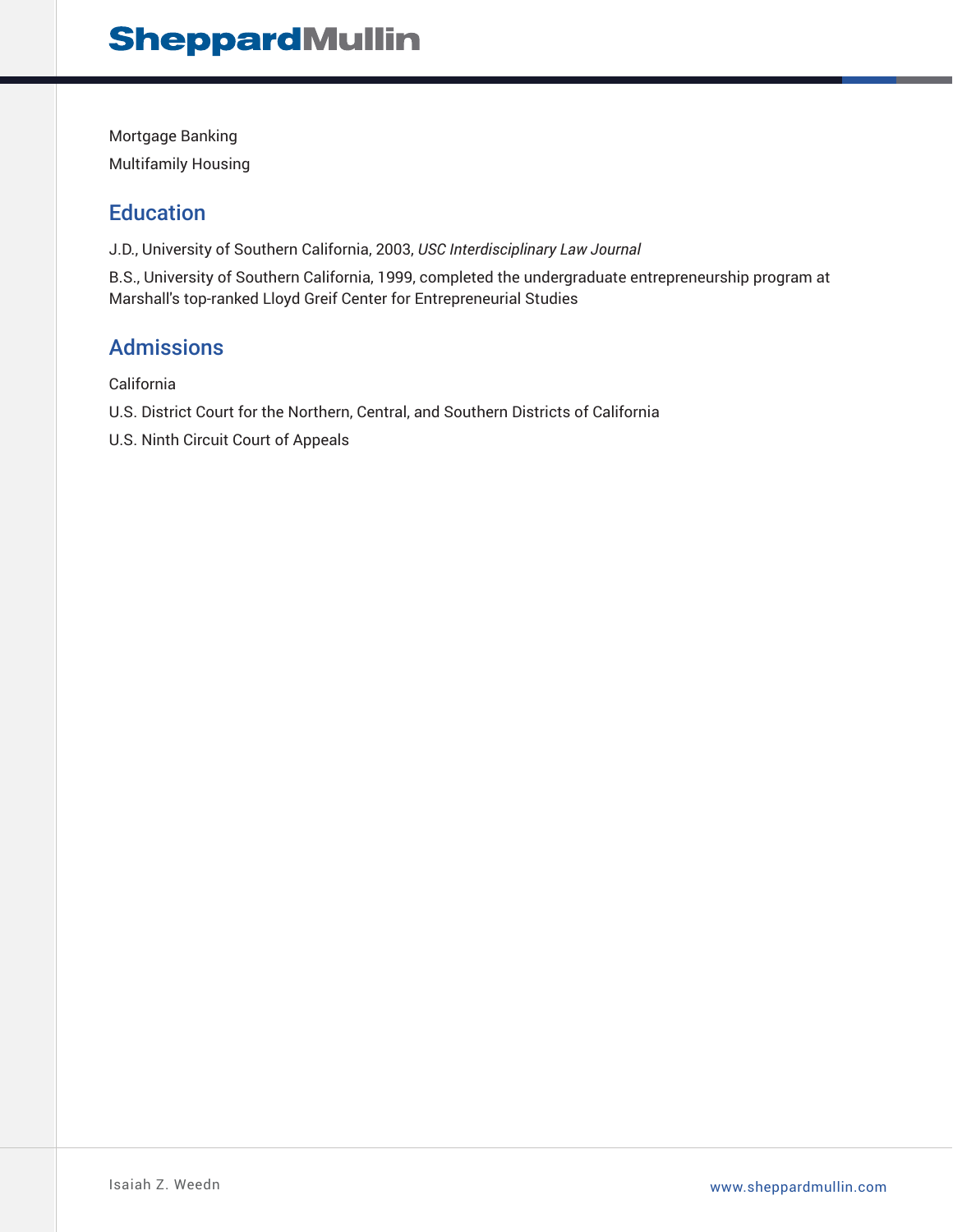Mortgage Banking

Multifamily Housing

## Education

J.D., University of Southern California, 2003, *USC Interdisciplinary Law Journal*

B.S., University of Southern California, 1999, completed the undergraduate entrepreneurship program at Marshall's top-ranked Lloyd Greif Center for Entrepreneurial Studies

## Admissions

California

U.S. District Court for the Northern, Central, and Southern Districts of California

U.S. Ninth Circuit Court of Appeals